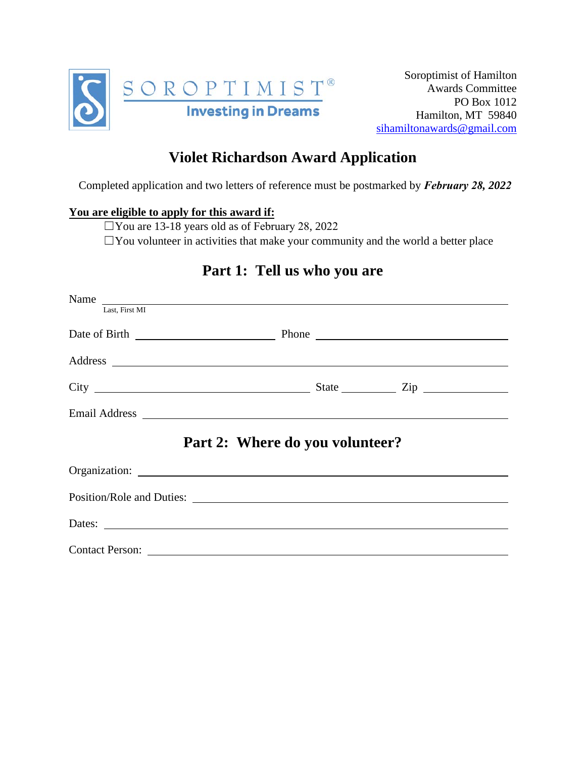SOROPTIMIST®
Investing in Dreams

Soroptimist of Hamilton
Awards Committee
PO Box 1012
Hamilton, MT 59840
sihamiltonawards@gmail.com

# Violet Richardson Award Application

Completed application and two letters of reference must be postmarked by ***February 28, 2022***

**<u>You are eligible to apply for this award if:</u>**

☐You are 13-18 years old as of February 28, 2022

☐You volunteer in activities that make your community and the world a better place

## Part 1: Tell us who you are

Name ______________________________________________
Last, First MI

Date of Birth ____________________ Phone ____________________

Address ______________________________________________

City ____________________ State ________ Zip ____________

Email Address ______________________________________________

## Part 2: Where do you volunteer?

Organization: ______________________________________________

Position/Role and Duties: ______________________________________________

Dates: ______________________________________________

Contact Person: ______________________________________________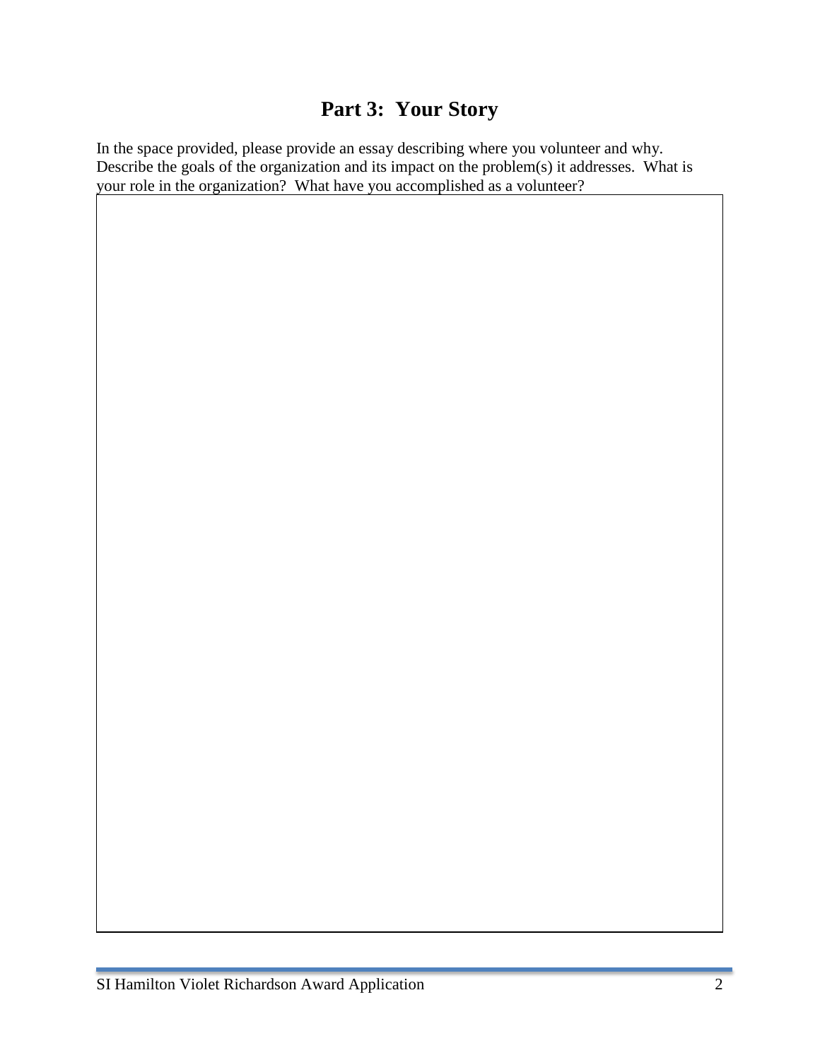# Part 3: Your Story

In the space provided, please provide an essay describing where you volunteer and why. Describe the goals of the organization and its impact on the problem(s) it addresses. What is your role in the organization? What have you accomplished as a volunteer?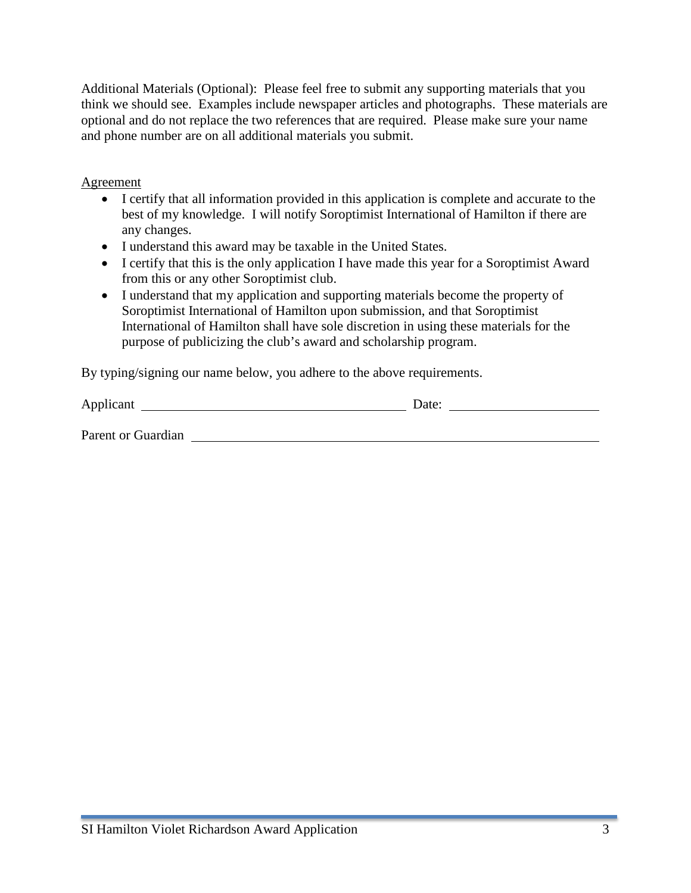Additional Materials (Optional): Please feel free to submit any supporting materials that you think we should see. Examples include newspaper articles and photographs. These materials are optional and do not replace the two references that are required. Please make sure your name and phone number are on all additional materials you submit.

<u>Agreement</u>

- I certify that all information provided in this application is complete and accurate to the best of my knowledge. I will notify Soroptimist International of Hamilton if there are any changes.
- I understand this award may be taxable in the United States.
- I certify that this is the only application I have made this year for a Soroptimist Award from this or any other Soroptimist club.
- I understand that my application and supporting materials become the property of Soroptimist International of Hamilton upon submission, and that Soroptimist International of Hamilton shall have sole discretion in using these materials for the purpose of publicizing the club's award and scholarship program.

By typing/signing our name below, you adhere to the above requirements.

Applicant ______________________________ Date: __________________

Parent or Guardian ____________________________________________